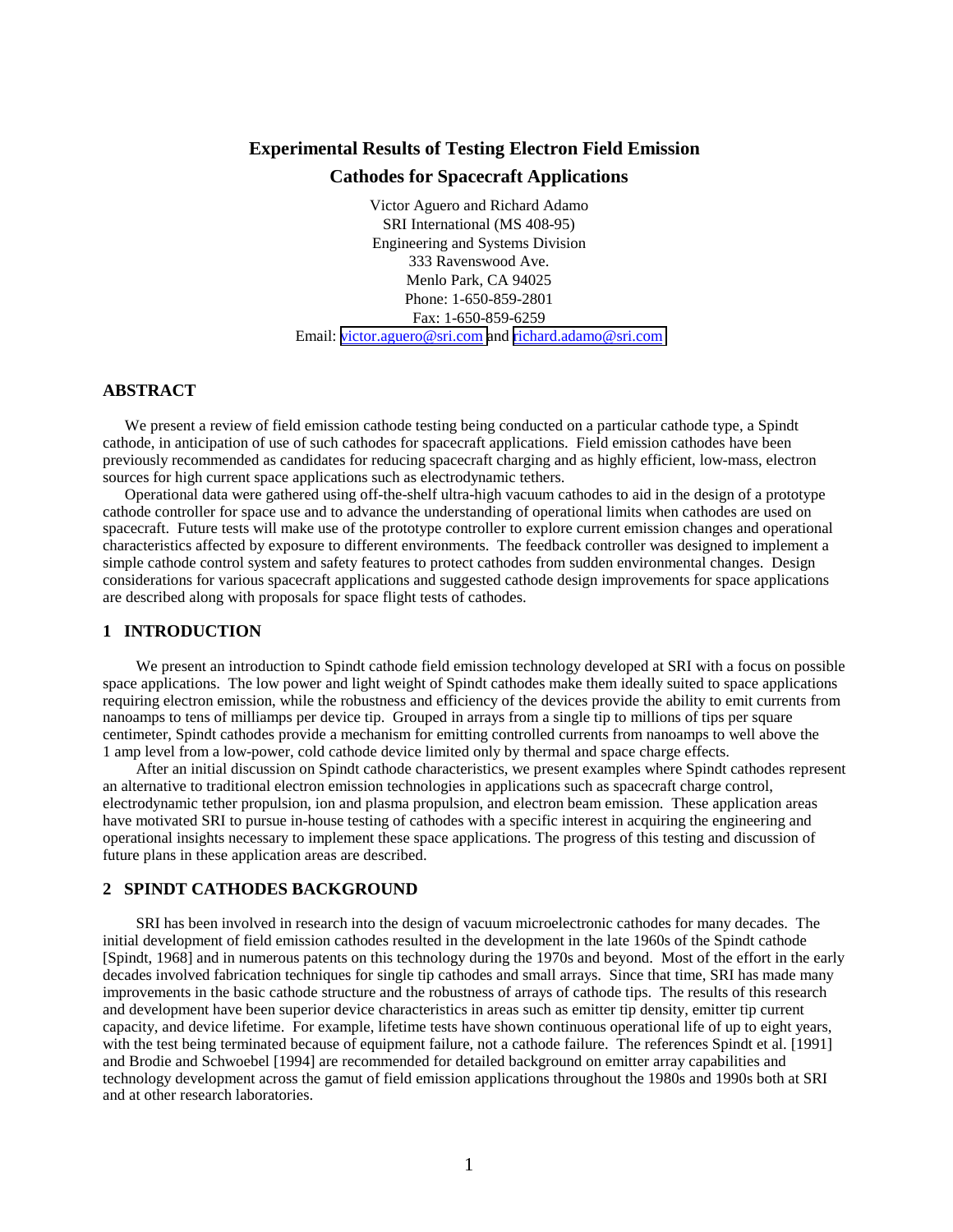# Experimental Results of Testing Electron Field Emission Cathodes for Spacecraft Applications

Victor Aguero and Richard Adamo
SRI International (MS 408-95)
Engineering and Systems Division
333 Ravenswood Ave.
Menlo Park, CA 94025
Phone: 1-650-859-2801
Fax: 1-650-859-6259
Email: victor.aguero@sri.com and richard.adamo@sri.com

## ABSTRACT

We present a review of field emission cathode testing being conducted on a particular cathode type, a Spindt cathode, in anticipation of use of such cathodes for spacecraft applications. Field emission cathodes have been previously recommended as candidates for reducing spacecraft charging and as highly efficient, low-mass, electron sources for high current space applications such as electrodynamic tethers.

Operational data were gathered using off-the-shelf ultra-high vacuum cathodes to aid in the design of a prototype cathode controller for space use and to advance the understanding of operational limits when cathodes are used on spacecraft. Future tests will make use of the prototype controller to explore current emission changes and operational characteristics affected by exposure to different environments. The feedback controller was designed to implement a simple cathode control system and safety features to protect cathodes from sudden environmental changes. Design considerations for various spacecraft applications and suggested cathode design improvements for space applications are described along with proposals for space flight tests of cathodes.

## 1 INTRODUCTION

We present an introduction to Spindt cathode field emission technology developed at SRI with a focus on possible space applications. The low power and light weight of Spindt cathodes make them ideally suited to space applications requiring electron emission, while the robustness and efficiency of the devices provide the ability to emit currents from nanoamps to tens of milliamps per device tip. Grouped in arrays from a single tip to millions of tips per square centimeter, Spindt cathodes provide a mechanism for emitting controlled currents from nanoamps to well above the 1 amp level from a low-power, cold cathode device limited only by thermal and space charge effects.

After an initial discussion on Spindt cathode characteristics, we present examples where Spindt cathodes represent an alternative to traditional electron emission technologies in applications such as spacecraft charge control, electrodynamic tether propulsion, ion and plasma propulsion, and electron beam emission. These application areas have motivated SRI to pursue in-house testing of cathodes with a specific interest in acquiring the engineering and operational insights necessary to implement these space applications. The progress of this testing and discussion of future plans in these application areas are described.

## 2 SPINDT CATHODES BACKGROUND

SRI has been involved in research into the design of vacuum microelectronic cathodes for many decades. The initial development of field emission cathodes resulted in the development in the late 1960s of the Spindt cathode [Spindt, 1968] and in numerous patents on this technology during the 1970s and beyond. Most of the effort in the early decades involved fabrication techniques for single tip cathodes and small arrays. Since that time, SRI has made many improvements in the basic cathode structure and the robustness of arrays of cathode tips. The results of this research and development have been superior device characteristics in areas such as emitter tip density, emitter tip current capacity, and device lifetime. For example, lifetime tests have shown continuous operational life of up to eight years, with the test being terminated because of equipment failure, not a cathode failure. The references Spindt et al. [1991] and Brodie and Schwoebel [1994] are recommended for detailed background on emitter array capabilities and technology development across the gamut of field emission applications throughout the 1980s and 1990s both at SRI and at other research laboratories.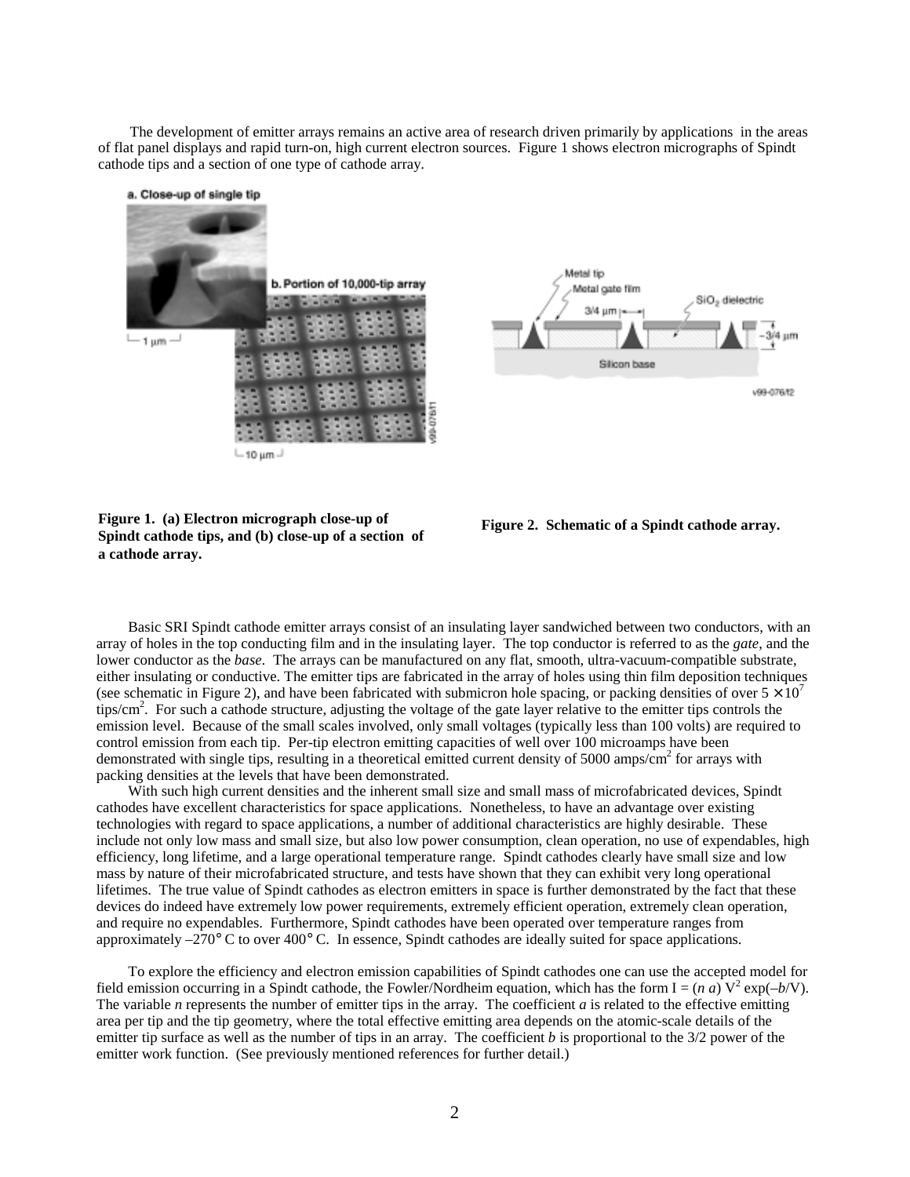The development of emitter arrays remains an active area of research driven primarily by applications in the areas of flat panel displays and rapid turn-on, high current electron sources. Figure 1 shows electron micrographs of Spindt cathode tips and a section of one type of cathode array.

**Figure 1. (a) Electron micrograph close-up of Spindt cathode tips, and (b) close-up of a section of a cathode array.**

**Figure 2. Schematic of a Spindt cathode array.**

Basic SRI Spindt cathode emitter arrays consist of an insulating layer sandwiched between two conductors, with an array of holes in the top conducting film and in the insulating layer. The top conductor is referred to as the *gate*, and the lower conductor as the *base*. The arrays can be manufactured on any flat, smooth, ultra-vacuum-compatible substrate, either insulating or conductive. The emitter tips are fabricated in the array of holes using thin film deposition techniques (see schematic in Figure 2), and have been fabricated with submicron hole spacing, or packing densities of over $5 \times 10^7$ tips/cm$^2$. For such a cathode structure, adjusting the voltage of the gate layer relative to the emitter tips controls the emission level. Because of the small scales involved, only small voltages (typically less than 100 volts) are required to control emission from each tip. Per-tip electron emitting capacities of well over 100 microamps have been demonstrated with single tips, resulting in a theoretical emitted current density of 5000 amps/cm$^2$ for arrays with packing densities at the levels that have been demonstrated.

With such high current densities and the inherent small size and small mass of microfabricated devices, Spindt cathodes have excellent characteristics for space applications. Nonetheless, to have an advantage over existing technologies with regard to space applications, a number of additional characteristics are highly desirable. These include not only low mass and small size, but also low power consumption, clean operation, no use of expendables, high efficiency, long lifetime, and a large operational temperature range. Spindt cathodes clearly have small size and low mass by nature of their microfabricated structure, and tests have shown that they can exhibit very long operational lifetimes. The true value of Spindt cathodes as electron emitters in space is further demonstrated by the fact that these devices do indeed have extremely low power requirements, extremely efficient operation, extremely clean operation, and require no expendables. Furthermore, Spindt cathodes have been operated over temperature ranges from approximately –270° C to over 400° C. In essence, Spindt cathodes are ideally suited for space applications.

To explore the efficiency and electron emission capabilities of Spindt cathodes one can use the accepted model for field emission occurring in a Spindt cathode, the Fowler/Nordheim equation, which has the form $I = (n\,a)\,V^2 \exp(-b/V)$. The variable $n$ represents the number of emitter tips in the array. The coefficient $a$ is related to the effective emitting area per tip and the tip geometry, where the total effective emitting area depends on the atomic-scale details of the emitter tip surface as well as the number of tips in an array. The coefficient $b$ is proportional to the 3/2 power of the emitter work function. (See previously mentioned references for further detail.)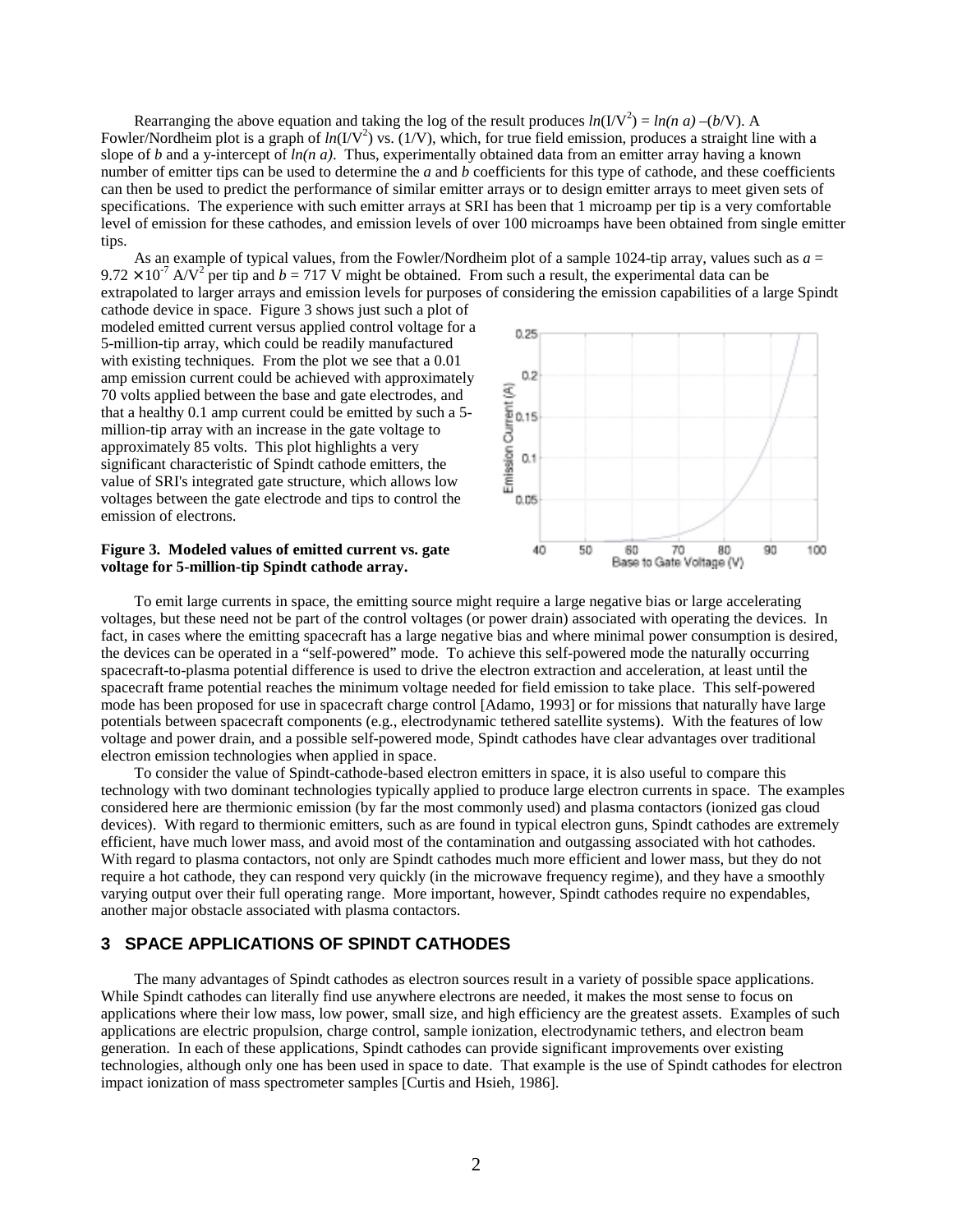Rearranging the above equation and taking the log of the result produces $ln(I/V^2) = ln(n\ a) - (b/V)$. A Fowler/Nordheim plot is a graph of $ln(I/V^2)$ vs. $(1/V)$, which, for true field emission, produces a straight line with a slope of $b$ and a y-intercept of $ln(n\ a)$. Thus, experimentally obtained data from an emitter array having a known number of emitter tips can be used to determine the $a$ and $b$ coefficients for this type of cathode, and these coefficients can then be used to predict the performance of similar emitter arrays or to design emitter arrays to meet given sets of specifications. The experience with such emitter arrays at SRI has been that 1 microamp per tip is a very comfortable level of emission for these cathodes, and emission levels of over 100 microamps have been obtained from single emitter tips.

As an example of typical values, from the Fowler/Nordheim plot of a sample 1024-tip array, values such as $a = 9.72 \times 10^{-7}$ A/V$^2$ per tip and $b = 717$ V might be obtained. From such a result, the experimental data can be extrapolated to larger arrays and emission levels for purposes of considering the emission capabilities of a large Spindt cathode device in space. Figure 3 shows just such a plot of modeled emitted current versus applied control voltage for a 5-million-tip array, which could be readily manufactured with existing techniques. From the plot we see that a 0.01 amp emission current could be achieved with approximately 70 volts applied between the base and gate electrodes, and that a healthy 0.1 amp current could be emitted by such a 5-million-tip array with an increase in the gate voltage to approximately 85 volts. This plot highlights a very significant characteristic of Spindt cathode emitters, the value of SRI's integrated gate structure, which allows low voltages between the gate electrode and tips to control the emission of electrons.

**Figure 3. Modeled values of emitted current vs. gate voltage for 5-million-tip Spindt cathode array.**

To emit large currents in space, the emitting source might require a large negative bias or large accelerating voltages, but these need not be part of the control voltages (or power drain) associated with operating the devices. In fact, in cases where the emitting spacecraft has a large negative bias and where minimal power consumption is desired, the devices can be operated in a "self-powered" mode. To achieve this self-powered mode the naturally occurring spacecraft-to-plasma potential difference is used to drive the electron extraction and acceleration, at least until the spacecraft frame potential reaches the minimum voltage needed for field emission to take place. This self-powered mode has been proposed for use in spacecraft charge control [Adamo, 1993] or for missions that naturally have large potentials between spacecraft components (e.g., electrodynamic tethered satellite systems). With the features of low voltage and power drain, and a possible self-powered mode, Spindt cathodes have clear advantages over traditional electron emission technologies when applied in space.

To consider the value of Spindt-cathode-based electron emitters in space, it is also useful to compare this technology with two dominant technologies typically applied to produce large electron currents in space. The examples considered here are thermionic emission (by far the most commonly used) and plasma contactors (ionized gas cloud devices). With regard to thermionic emitters, such as are found in typical electron guns, Spindt cathodes are extremely efficient, have much lower mass, and avoid most of the contamination and outgassing associated with hot cathodes. With regard to plasma contactors, not only are Spindt cathodes much more efficient and lower mass, but they do not require a hot cathode, they can respond very quickly (in the microwave frequency regime), and they have a smoothly varying output over their full operating range. More important, however, Spindt cathodes require no expendables, another major obstacle associated with plasma contactors.

## 3 SPACE APPLICATIONS OF SPINDT CATHODES

The many advantages of Spindt cathodes as electron sources result in a variety of possible space applications. While Spindt cathodes can literally find use anywhere electrons are needed, it makes the most sense to focus on applications where their low mass, low power, small size, and high efficiency are the greatest assets. Examples of such applications are electric propulsion, charge control, sample ionization, electrodynamic tethers, and electron beam generation. In each of these applications, Spindt cathodes can provide significant improvements over existing technologies, although only one has been used in space to date. That example is the use of Spindt cathodes for electron impact ionization of mass spectrometer samples [Curtis and Hsieh, 1986].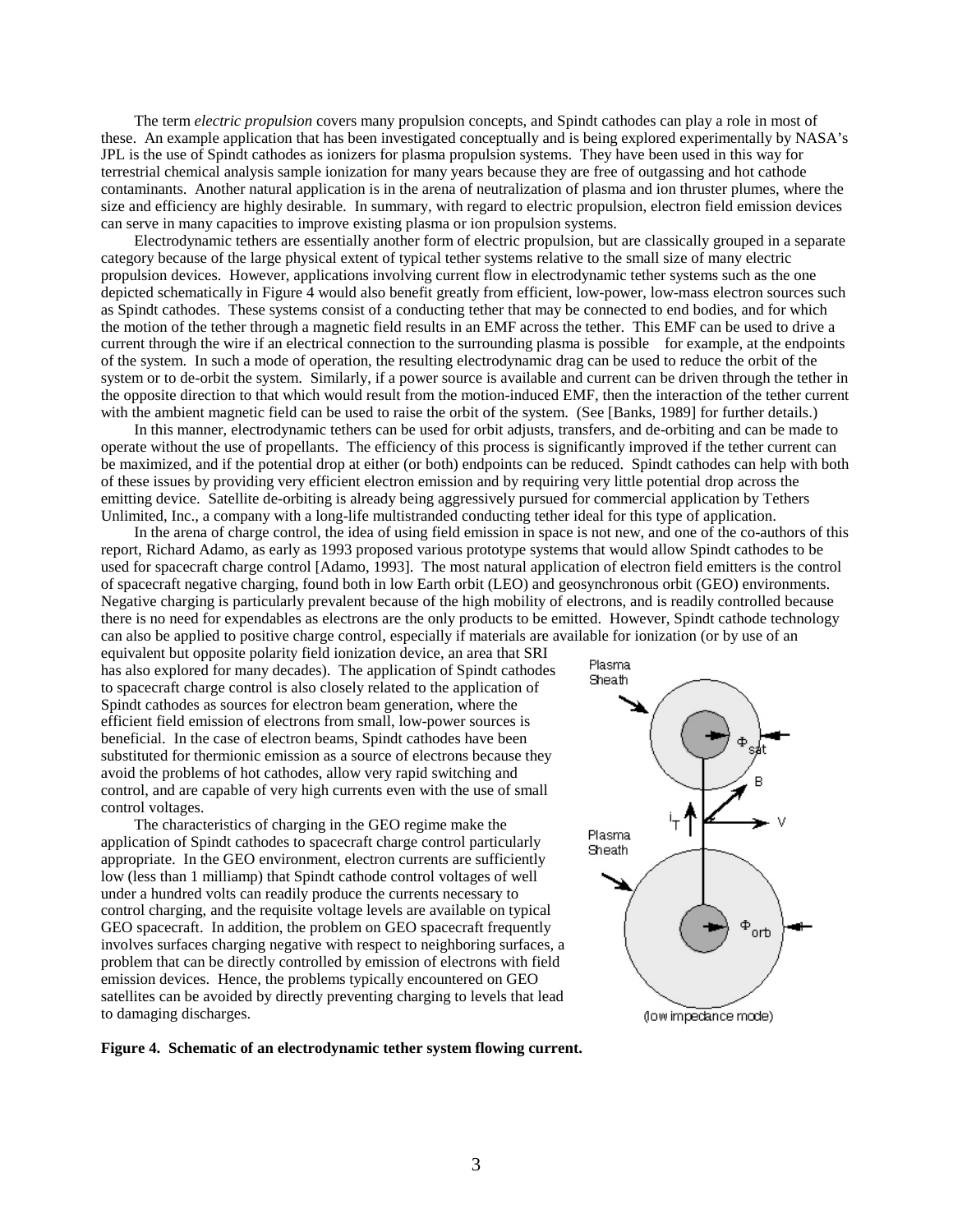The term *electric propulsion* covers many propulsion concepts, and Spindt cathodes can play a role in most of these. An example application that has been investigated conceptually and is being explored experimentally by NASA's JPL is the use of Spindt cathodes as ionizers for plasma propulsion systems. They have been used in this way for terrestrial chemical analysis sample ionization for many years because they are free of outgassing and hot cathode contaminants. Another natural application is in the arena of neutralization of plasma and ion thruster plumes, where the size and efficiency are highly desirable. In summary, with regard to electric propulsion, electron field emission devices can serve in many capacities to improve existing plasma or ion propulsion systems.

Electrodynamic tethers are essentially another form of electric propulsion, but are classically grouped in a separate category because of the large physical extent of typical tether systems relative to the small size of many electric propulsion devices. However, applications involving current flow in electrodynamic tether systems such as the one depicted schematically in Figure 4 would also benefit greatly from efficient, low-power, low-mass electron sources such as Spindt cathodes. These systems consist of a conducting tether that may be connected to end bodies, and for which the motion of the tether through a magnetic field results in an EMF across the tether. This EMF can be used to drive a current through the wire if an electrical connection to the surrounding plasma is possible for example, at the endpoints of the system. In such a mode of operation, the resulting electrodynamic drag can be used to reduce the orbit of the system or to de-orbit the system. Similarly, if a power source is available and current can be driven through the tether in the opposite direction to that which would result from the motion-induced EMF, then the interaction of the tether current with the ambient magnetic field can be used to raise the orbit of the system. (See [Banks, 1989] for further details.)

In this manner, electrodynamic tethers can be used for orbit adjusts, transfers, and de-orbiting and can be made to operate without the use of propellants. The efficiency of this process is significantly improved if the tether current can be maximized, and if the potential drop at either (or both) endpoints can be reduced. Spindt cathodes can help with both of these issues by providing very efficient electron emission and by requiring very little potential drop across the emitting device. Satellite de-orbiting is already being aggressively pursued for commercial application by Tethers Unlimited, Inc., a company with a long-life multistranded conducting tether ideal for this type of application.

In the arena of charge control, the idea of using field emission in space is not new, and one of the co-authors of this report, Richard Adamo, as early as 1993 proposed various prototype systems that would allow Spindt cathodes to be used for spacecraft charge control [Adamo, 1993]. The most natural application of electron field emitters is the control of spacecraft negative charging, found both in low Earth orbit (LEO) and geosynchronous orbit (GEO) environments. Negative charging is particularly prevalent because of the high mobility of electrons, and is readily controlled because there is no need for expendables as electrons are the only products to be emitted. However, Spindt cathode technology can also be applied to positive charge control, especially if materials are available for ionization (or by use of an equivalent but opposite polarity field ionization device, an area that SRI has also explored for many decades). The application of Spindt cathodes to spacecraft charge control is also closely related to the application of Spindt cathodes as sources for electron beam generation, where the efficient field emission of electrons from small, low-power sources is beneficial. In the case of electron beams, Spindt cathodes have been substituted for thermionic emission as a source of electrons because they avoid the problems of hot cathodes, allow very rapid switching and control, and are capable of very high currents even with the use of small control voltages.

The characteristics of charging in the GEO regime make the application of Spindt cathodes to spacecraft charge control particularly appropriate. In the GEO environment, electron currents are sufficiently low (less than 1 milliamp) that Spindt cathode control voltages of well under a hundred volts can readily produce the currents necessary to control charging, and the requisite voltage levels are available on typical GEO spacecraft. In addition, the problem on GEO spacecraft frequently involves surfaces charging negative with respect to neighboring surfaces, a problem that can be directly controlled by emission of electrons with field emission devices. Hence, the problems typically encountered on GEO satellites can be avoided by directly preventing charging to levels that lead to damaging discharges.

Plasma Sheath

$\Phi_{sat}$

B

$i_T$

V

Plasma Sheath

$\Phi_{orb}$

(low impedance mode)

**Figure 4. Schematic of an electrodynamic tether system flowing current.**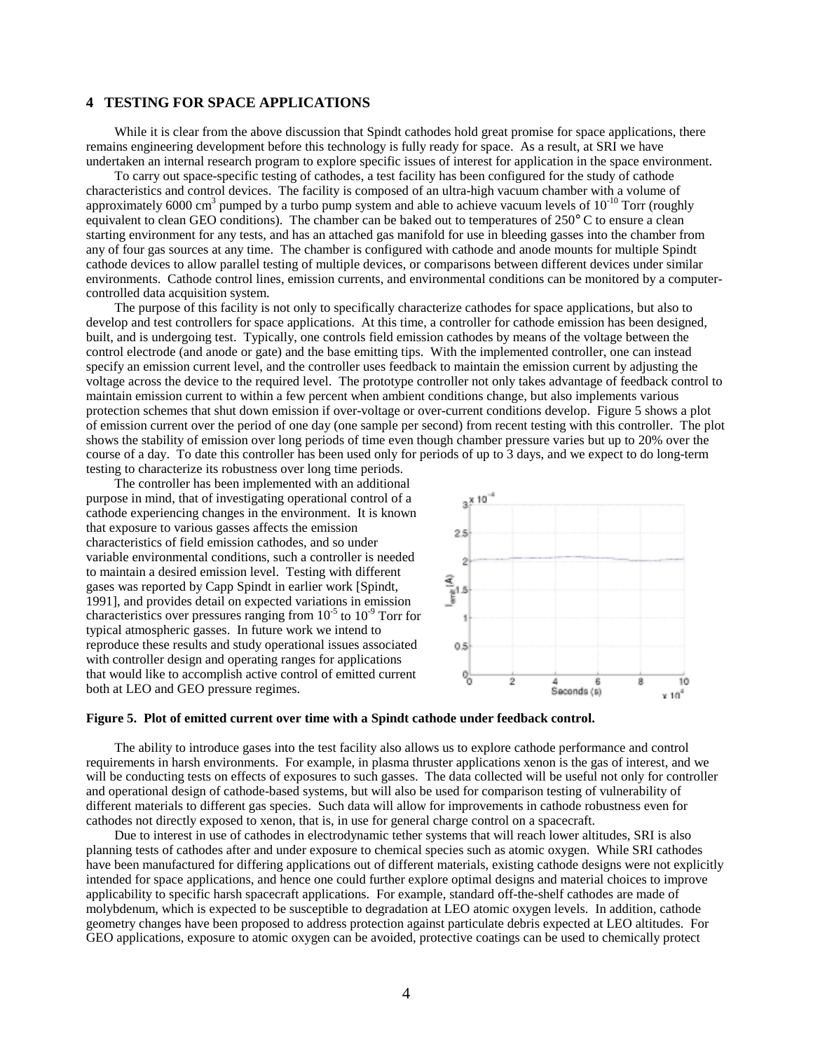## 4 TESTING FOR SPACE APPLICATIONS

While it is clear from the above discussion that Spindt cathodes hold great promise for space applications, there remains engineering development before this technology is fully ready for space. As a result, at SRI we have undertaken an internal research program to explore specific issues of interest for application in the space environment.

To carry out space-specific testing of cathodes, a test facility has been configured for the study of cathode characteristics and control devices. The facility is composed of an ultra-high vacuum chamber with a volume of approximately 6000 $cm^3$ pumped by a turbo pump system and able to achieve vacuum levels of $10^{-10}$ Torr (roughly equivalent to clean GEO conditions). The chamber can be baked out to temperatures of 250° C to ensure a clean starting environment for any tests, and has an attached gas manifold for use in bleeding gasses into the chamber from any of four gas sources at any time. The chamber is configured with cathode and anode mounts for multiple Spindt cathode devices to allow parallel testing of multiple devices, or comparisons between different devices under similar environments. Cathode control lines, emission currents, and environmental conditions can be monitored by a computer-controlled data acquisition system.

The purpose of this facility is not only to specifically characterize cathodes for space applications, but also to develop and test controllers for space applications. At this time, a controller for cathode emission has been designed, built, and is undergoing test. Typically, one controls field emission cathodes by means of the voltage between the control electrode (and anode or gate) and the base emitting tips. With the implemented controller, one can instead specify an emission current level, and the controller uses feedback to maintain the emission current by adjusting the voltage across the device to the required level. The prototype controller not only takes advantage of feedback control to maintain emission current to within a few percent when ambient conditions change, but also implements various protection schemes that shut down emission if over-voltage or over-current conditions develop. Figure 5 shows a plot of emission current over the period of one day (one sample per second) from recent testing with this controller. The plot shows the stability of emission over long periods of time even though chamber pressure varies but up to 20% over the course of a day. To date this controller has been used only for periods of up to 3 days, and we expect to do long-term testing to characterize its robustness over long time periods.

The controller has been implemented with an additional purpose in mind, that of investigating operational control of a cathode experiencing changes in the environment. It is known that exposure to various gasses affects the emission characteristics of field emission cathodes, and so under variable environmental conditions, such a controller is needed to maintain a desired emission level. Testing with different gases was reported by Capp Spindt in earlier work [Spindt, 1991], and provides detail on expected variations in emission characteristics over pressures ranging from $10^{-5}$ to $10^{-9}$ Torr for typical atmospheric gasses. In future work we intend to reproduce these results and study operational issues associated with controller design and operating ranges for applications that would like to accomplish active control of emitted current both at LEO and GEO pressure regimes.

**Figure 5. Plot of emitted current over time with a Spindt cathode under feedback control.**

The ability to introduce gases into the test facility also allows us to explore cathode performance and control requirements in harsh environments. For example, in plasma thruster applications xenon is the gas of interest, and we will be conducting tests on effects of exposures to such gasses. The data collected will be useful not only for controller and operational design of cathode-based systems, but will also be used for comparison testing of vulnerability of different materials to different gas species. Such data will allow for improvements in cathode robustness even for cathodes not directly exposed to xenon, that is, in use for general charge control on a spacecraft.

Due to interest in use of cathodes in electrodynamic tether systems that will reach lower altitudes, SRI is also planning tests of cathodes after and under exposure to chemical species such as atomic oxygen. While SRI cathodes have been manufactured for differing applications out of different materials, existing cathode designs were not explicitly intended for space applications, and hence one could further explore optimal designs and material choices to improve applicability to specific harsh spacecraft applications. For example, standard off-the-shelf cathodes are made of molybdenum, which is expected to be susceptible to degradation at LEO atomic oxygen levels. In addition, cathode geometry changes have been proposed to address protection against particulate debris expected at LEO altitudes. For GEO applications, exposure to atomic oxygen can be avoided, protective coatings can be used to chemically protect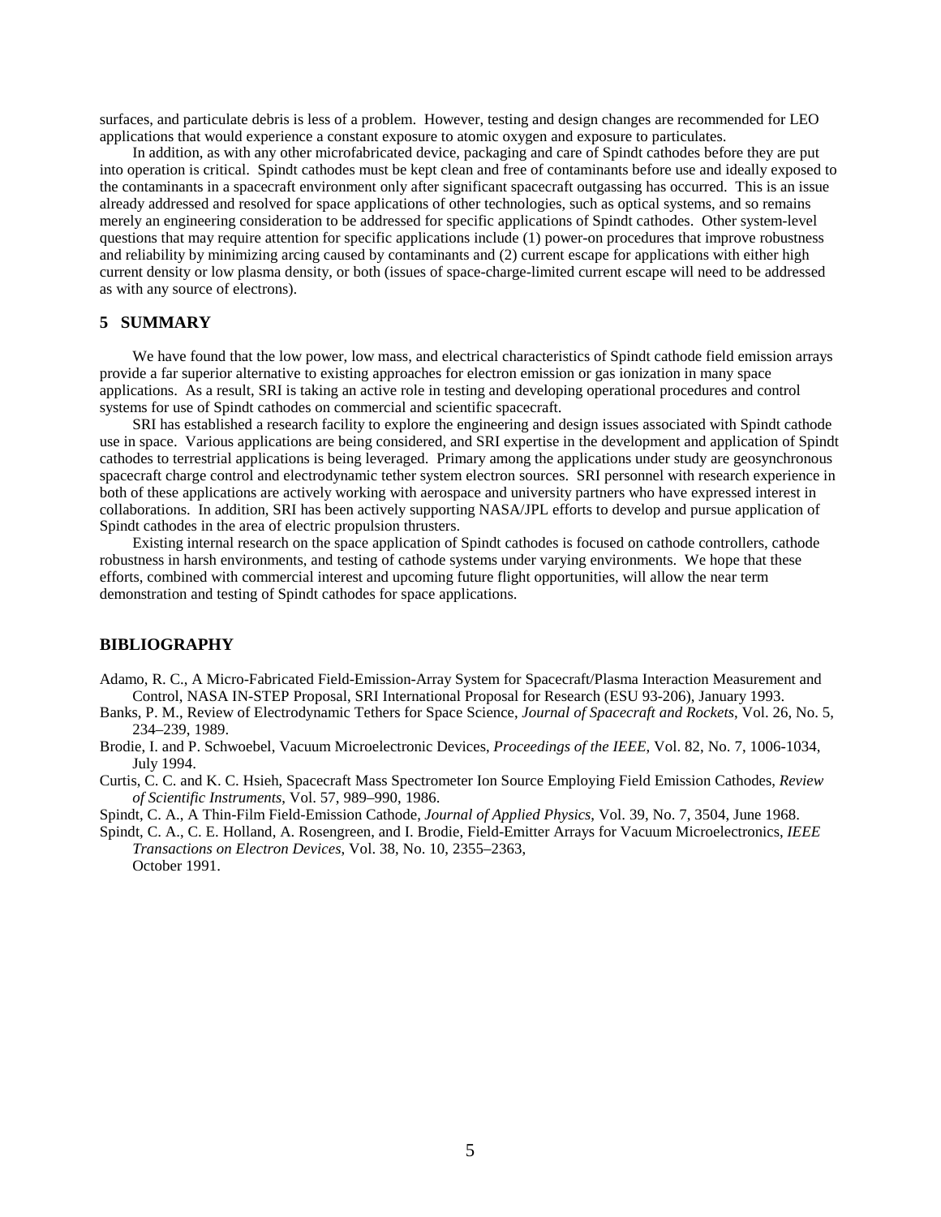surfaces, and particulate debris is less of a problem. However, testing and design changes are recommended for LEO applications that would experience a constant exposure to atomic oxygen and exposure to particulates.

In addition, as with any other microfabricated device, packaging and care of Spindt cathodes before they are put into operation is critical. Spindt cathodes must be kept clean and free of contaminants before use and ideally exposed to the contaminants in a spacecraft environment only after significant spacecraft outgassing has occurred. This is an issue already addressed and resolved for space applications of other technologies, such as optical systems, and so remains merely an engineering consideration to be addressed for specific applications of Spindt cathodes. Other system-level questions that may require attention for specific applications include (1) power-on procedures that improve robustness and reliability by minimizing arcing caused by contaminants and (2) current escape for applications with either high current density or low plasma density, or both (issues of space-charge-limited current escape will need to be addressed as with any source of electrons).

## 5 SUMMARY

We have found that the low power, low mass, and electrical characteristics of Spindt cathode field emission arrays provide a far superior alternative to existing approaches for electron emission or gas ionization in many space applications. As a result, SRI is taking an active role in testing and developing operational procedures and control systems for use of Spindt cathodes on commercial and scientific spacecraft.

SRI has established a research facility to explore the engineering and design issues associated with Spindt cathode use in space. Various applications are being considered, and SRI expertise in the development and application of Spindt cathodes to terrestrial applications is being leveraged. Primary among the applications under study are geosynchronous spacecraft charge control and electrodynamic tether system electron sources. SRI personnel with research experience in both of these applications are actively working with aerospace and university partners who have expressed interest in collaborations. In addition, SRI has been actively supporting NASA/JPL efforts to develop and pursue application of Spindt cathodes in the area of electric propulsion thrusters.

Existing internal research on the space application of Spindt cathodes is focused on cathode controllers, cathode robustness in harsh environments, and testing of cathode systems under varying environments. We hope that these efforts, combined with commercial interest and upcoming future flight opportunities, will allow the near term demonstration and testing of Spindt cathodes for space applications.

## BIBLIOGRAPHY

Adamo, R. C., A Micro-Fabricated Field-Emission-Array System for Spacecraft/Plasma Interaction Measurement and Control, NASA IN-STEP Proposal, SRI International Proposal for Research (ESU 93-206), January 1993.

Banks, P. M., Review of Electrodynamic Tethers for Space Science, *Journal of Spacecraft and Rockets*, Vol. 26, No. 5, 234–239, 1989.

Brodie, I. and P. Schwoebel, Vacuum Microelectronic Devices, *Proceedings of the IEEE*, Vol. 82, No. 7, 1006-1034, July 1994.

Curtis, C. C. and K. C. Hsieh, Spacecraft Mass Spectrometer Ion Source Employing Field Emission Cathodes, *Review of Scientific Instruments*, Vol. 57, 989–990, 1986.

Spindt, C. A., A Thin-Film Field-Emission Cathode, *Journal of Applied Physics*, Vol. 39, No. 7, 3504, June 1968.

Spindt, C. A., C. E. Holland, A. Rosengreen, and I. Brodie, Field-Emitter Arrays for Vacuum Microelectronics, *IEEE Transactions on Electron Devices*, Vol. 38, No. 10, 2355–2363, October 1991.